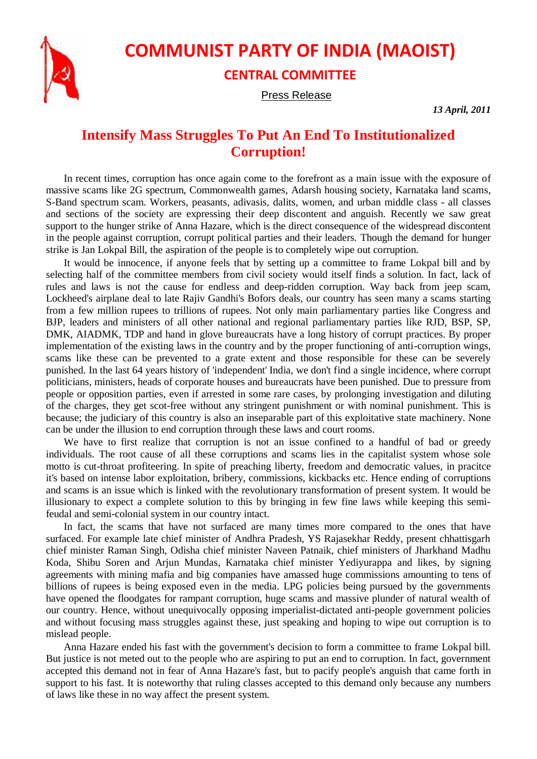# COMMUNIST PARTY OF INDIA (MAOIST)

## CENTRAL COMMITTEE

Press Release

*13 April, 2011*

## Intensify Mass Struggles To Put An End To Institutionalized Corruption!

In recent times, corruption has once again come to the forefront as a main issue with the exposure of massive scams like 2G spectrum, Commonwealth games, Adarsh housing society, Karnataka land scams, S-Band spectrum scam. Workers, peasants, adivasis, dalits, women, and urban middle class - all classes and sections of the society are expressing their deep discontent and anguish. Recently we saw great support to the hunger strike of Anna Hazare, which is the direct consequence of the widespread discontent in the people against corruption, corrupt political parties and their leaders. Though the demand for hunger strike is Jan Lokpal Bill, the aspiration of the people is to completely wipe out corruption.

It would be innocence, if anyone feels that by setting up a committee to frame Lokpal bill and by selecting half of the committee members from civil society would itself finds a solution. In fact, lack of rules and laws is not the cause for endless and deep-ridden corruption. Way back from jeep scam, Lockheed's airplane deal to late Rajiv Gandhi's Bofors deals, our country has seen many a scams starting from a few million rupees to trillions of rupees. Not only main parliamentary parties like Congress and BJP, leaders and ministers of all other national and regional parliamentary parties like RJD, BSP, SP, DMK, AIADMK, TDP and hand in glove bureaucrats have a long history of corrupt practices. By proper implementation of the existing laws in the country and by the proper functioning of anti-corruption wings, scams like these can be prevented to a grate extent and those responsible for these can be severely punished. In the last 64 years history of 'independent' India, we don't find a single incidence, where corrupt politicians, ministers, heads of corporate houses and bureaucrats have been punished. Due to pressure from people or opposition parties, even if arrested in some rare cases, by prolonging investigation and diluting of the charges, they get scot-free without any stringent punishment or with nominal punishment. This is because; the judiciary of this country is also an inseparable part of this exploitative state machinery. None can be under the illusion to end corruption through these laws and court rooms.

We have to first realize that corruption is not an issue confined to a handful of bad or greedy individuals. The root cause of all these corruptions and scams lies in the capitalist system whose sole motto is cut-throat profiteering. In spite of preaching liberty, freedom and democratic values, in pracitce it's based on intense labor exploitation, bribery, commissions, kickbacks etc. Hence ending of corruptions and scams is an issue which is linked with the revolutionary transformation of present system. It would be illusionary to expect a complete solution to this by bringing in few fine laws while keeping this semi-feudal and semi-colonial system in our country intact.

In fact, the scams that have not surfaced are many times more compared to the ones that have surfaced. For example late chief minister of Andhra Pradesh, YS Rajasekhar Reddy, present chhattisgarh chief minister Raman Singh, Odisha chief minister Naveen Patnaik, chief ministers of Jharkhand Madhu Koda, Shibu Soren and Arjun Mundas, Karnataka chief minister Yediyurappa and likes, by signing agreements with mining mafia and big companies have amassed huge commissions amounting to tens of billions of rupees is being exposed even in the media. LPG policies being pursued by the governments have opened the floodgates for rampant corruption, huge scams and massive plunder of natural wealth of our country. Hence, without unequivocally opposing imperialist-dictated anti-people government policies and without focusing mass struggles against these, just speaking and hoping to wipe out corruption is to mislead people.

Anna Hazare ended his fast with the government's decision to form a committee to frame Lokpal bill. But justice is not meted out to the people who are aspiring to put an end to corruption. In fact, government accepted this demand not in fear of Anna Hazare's fast, but to pacify people's anguish that came forth in support to his fast. It is noteworthy that ruling classes accepted to this demand only because any numbers of laws like these in no way affect the present system.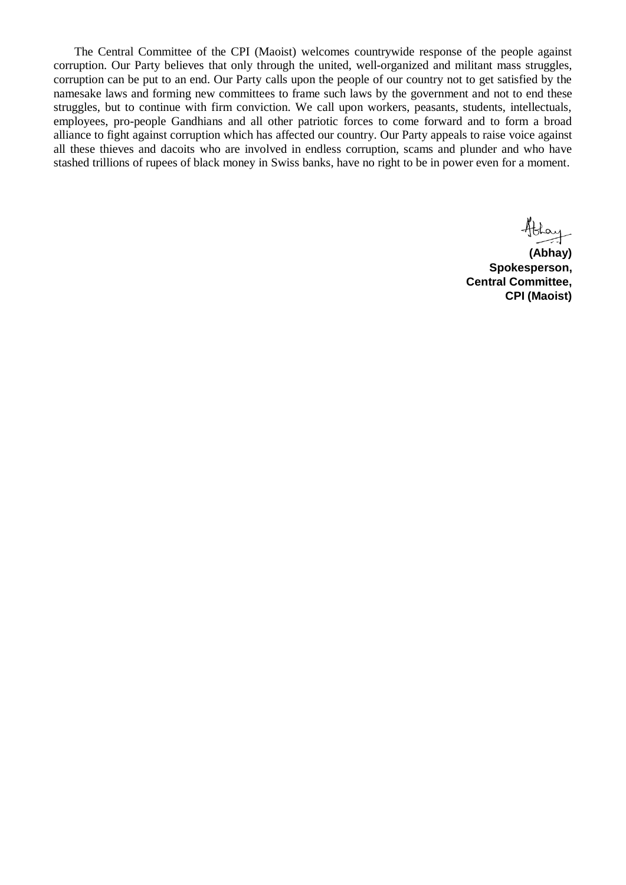The Central Committee of the CPI (Maoist) welcomes countrywide response of the people against corruption. Our Party believes that only through the united, well-organized and militant mass struggles, corruption can be put to an end. Our Party calls upon the people of our country not to get satisfied by the namesake laws and forming new committees to frame such laws by the government and not to end these struggles, but to continue with firm conviction. We call upon workers, peasants, students, intellectuals, employees, pro-people Gandhians and all other patriotic forces to come forward and to form a broad alliance to fight against corruption which has affected our country. Our Party appeals to raise voice against all these thieves and dacoits who are involved in endless corruption, scams and plunder and who have stashed trillions of rupees of black money in Swiss banks, have no right to be in power even for a moment.

Abhay

**(Abhay)**
**Spokesperson,**
**Central Committee,**
**CPI (Maoist)**